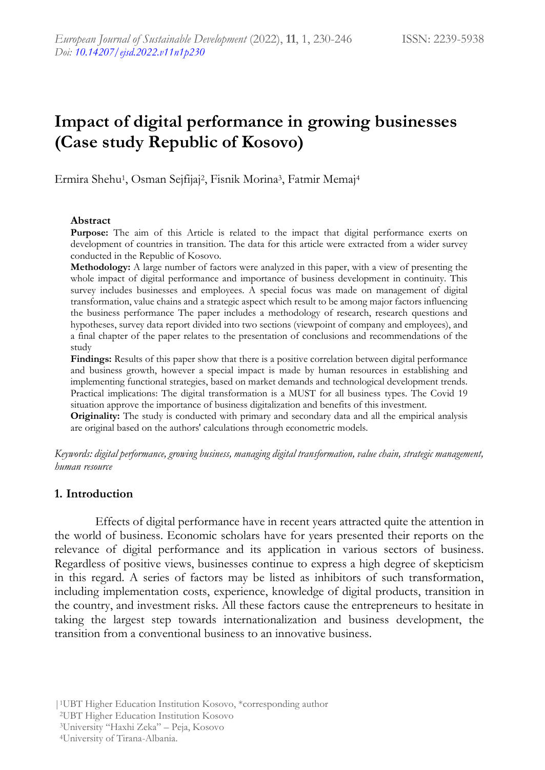# Impact of digital performance in growing businesses (Case study Republic of Kosovo)

Ermira Shehu[1], Osman Sejfijaj[2], Fisnik Morina[3], Fatmir Memaj[4]

### Abstract

**Purpose:** The aim of this Article is related to the impact that digital performance exerts on development of countries in transition. The data for this article were extracted from a wider survey conducted in the Republic of Kosovo.

**Methodology:** A large number of factors were analyzed in this paper, with a view of presenting the whole impact of digital performance and importance of business development in continuity. This survey includes businesses and employees. A special focus was made on management of digital transformation, value chains and a strategic aspect which result to be among major factors influencing the business performance The paper includes a methodology of research, research questions and hypotheses, survey data report divided into two sections (viewpoint of company and employees), and a final chapter of the paper relates to the presentation of conclusions and recommendations of the study

**Findings:** Results of this paper show that there is a positive correlation between digital performance and business growth, however a special impact is made by human resources in establishing and implementing functional strategies, based on market demands and technological development trends. Practical implications: The digital transformation is a MUST for all business types. The Covid 19 situation approve the importance of business digitalization and benefits of this investment.

**Originality:** The study is conducted with primary and secondary data and all the empirical analysis are original based on the authors' calculations through econometric models.

*Keywords: digital performance, growing business, managing digital transformation, value chain, strategic management, human resource*

## 1. Introduction

Effects of digital performance have in recent years attracted quite the attention in the world of business. Economic scholars have for years presented their reports on the relevance of digital performance and its application in various sectors of business. Regardless of positive views, businesses continue to express a high degree of skepticism in this regard. A series of factors may be listed as inhibitors of such transformation, including implementation costs, experience, knowledge of digital products, transition in the country, and investment risks. All these factors cause the entrepreneurs to hesitate in taking the largest step towards internationalization and business development, the transition from a conventional business to an innovative business.

[1]UBT Higher Education Institution Kosovo, *corresponding author
[2]UBT Higher Education Institution Kosovo
[3]University "Haxhi Zeka" – Peja, Kosovo
[4]University of Tirana-Albania.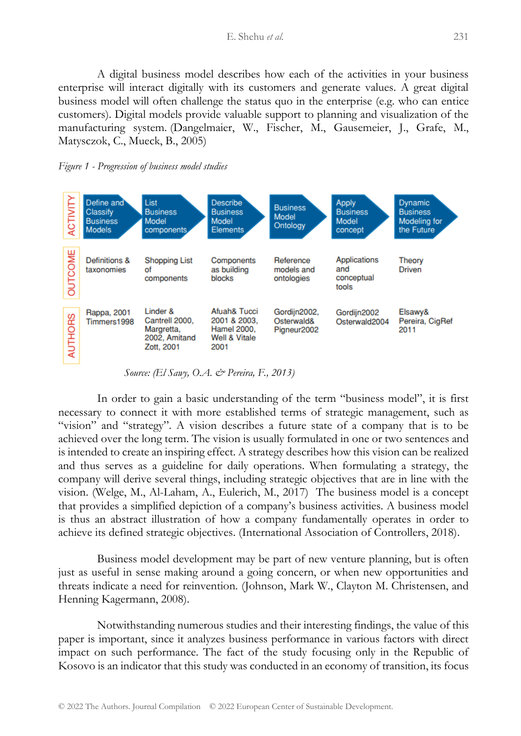A digital business model describes how each of the activities in your business enterprise will interact digitally with its customers and generate values. A great digital business model will often challenge the status quo in the enterprise (e.g. who can entice customers). Digital models provide valuable support to planning and visualization of the manufacturing system. (Dangelmaier, W., Fischer, M., Gausemeier, J., Grafe, M., Matysczok, C., Mueck, B., 2005)

*Figure 1 - Progression of business model studies*

| ACTIVITY | Define and Classify Business Models | List Business Model components | Describe Business Model Elements | Business Model Ontology | Apply Business Model concept | Dynamic Business Modeling for the Future |
|---|---|---|---|---|---|---|
| OUTCOME | Definitions & taxonomies | Shopping List of components | Components as building blocks | Reference models and ontologies | Applications and conceptual tools | Theory Driven |
| AUTHORS | Rappa, 2001 Timmers1998 | Linder & Cantrell 2000, Margretta, 2002, Amitand Zott, 2001 | Afuah& Tucci 2001 & 2003, Hamel 2000, Well & Vitale 2001 | Gordijn2002, Osterwald& Pigneur2002 | Gordijn2002 Osterwald2004 | Elsawy& Pereira, CigRef 2011 |

*Source: (El Sawy, O.A. & Pereira, F., 2013)*

In order to gain a basic understanding of the term "business model", it is first necessary to connect it with more established terms of strategic management, such as "vision" and "strategy". A vision describes a future state of a company that is to be achieved over the long term. The vision is usually formulated in one or two sentences and is intended to create an inspiring effect. A strategy describes how this vision can be realized and thus serves as a guideline for daily operations. When formulating a strategy, the company will derive several things, including strategic objectives that are in line with the vision. (Welge, M., Al-Laham, A., Eulerich, M., 2017) The business model is a concept that provides a simplified depiction of a company's business activities. A business model is thus an abstract illustration of how a company fundamentally operates in order to achieve its defined strategic objectives. (International Association of Controllers, 2018).

Business model development may be part of new venture planning, but is often just as useful in sense making around a going concern, or when new opportunities and threats indicate a need for reinvention. (Johnson, Mark W., Clayton M. Christensen, and Henning Kagermann, 2008).

Notwithstanding numerous studies and their interesting findings, the value of this paper is important, since it analyzes business performance in various factors with direct impact on such performance. The fact of the study focusing only in the Republic of Kosovo is an indicator that this study was conducted in an economy of transition, its focus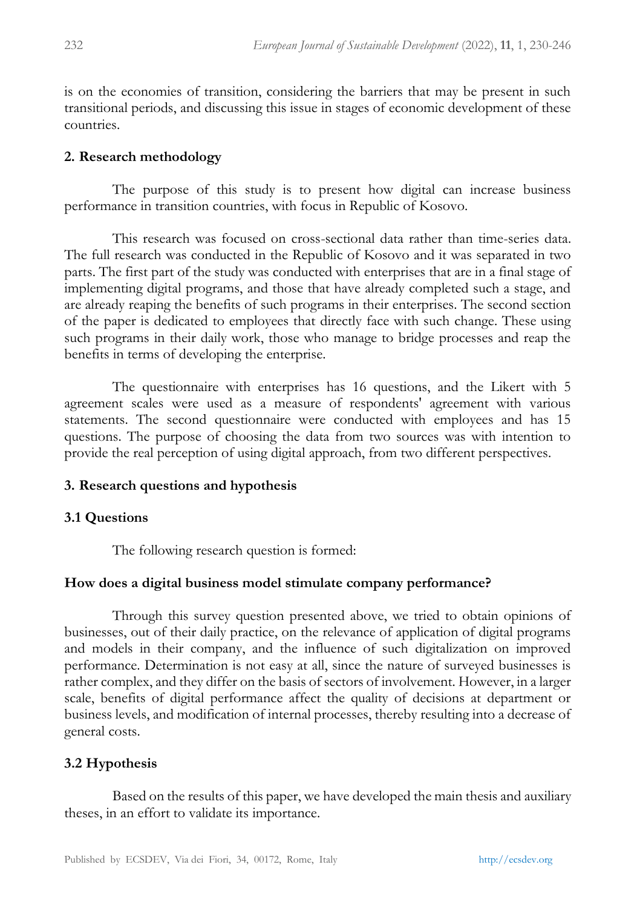is on the economies of transition, considering the barriers that may be present in such transitional periods, and discussing this issue in stages of economic development of these countries.

## 2. Research methodology

The purpose of this study is to present how digital can increase business performance in transition countries, with focus in Republic of Kosovo.

This research was focused on cross-sectional data rather than time-series data. The full research was conducted in the Republic of Kosovo and it was separated in two parts. The first part of the study was conducted with enterprises that are in a final stage of implementing digital programs, and those that have already completed such a stage, and are already reaping the benefits of such programs in their enterprises. The second section of the paper is dedicated to employees that directly face with such change. These using such programs in their daily work, those who manage to bridge processes and reap the benefits in terms of developing the enterprise.

The questionnaire with enterprises has 16 questions, and the Likert with 5 agreement scales were used as a measure of respondents' agreement with various statements. The second questionnaire were conducted with employees and has 15 questions. The purpose of choosing the data from two sources was with intention to provide the real perception of using digital approach, from two different perspectives.

## 3. Research questions and hypothesis

### 3.1 Questions

The following research question is formed:

**How does a digital business model stimulate company performance?**

Through this survey question presented above, we tried to obtain opinions of businesses, out of their daily practice, on the relevance of application of digital programs and models in their company, and the influence of such digitalization on improved performance. Determination is not easy at all, since the nature of surveyed businesses is rather complex, and they differ on the basis of sectors of involvement. However, in a larger scale, benefits of digital performance affect the quality of decisions at department or business levels, and modification of internal processes, thereby resulting into a decrease of general costs.

### 3.2 Hypothesis

Based on the results of this paper, we have developed the main thesis and auxiliary theses, in an effort to validate its importance.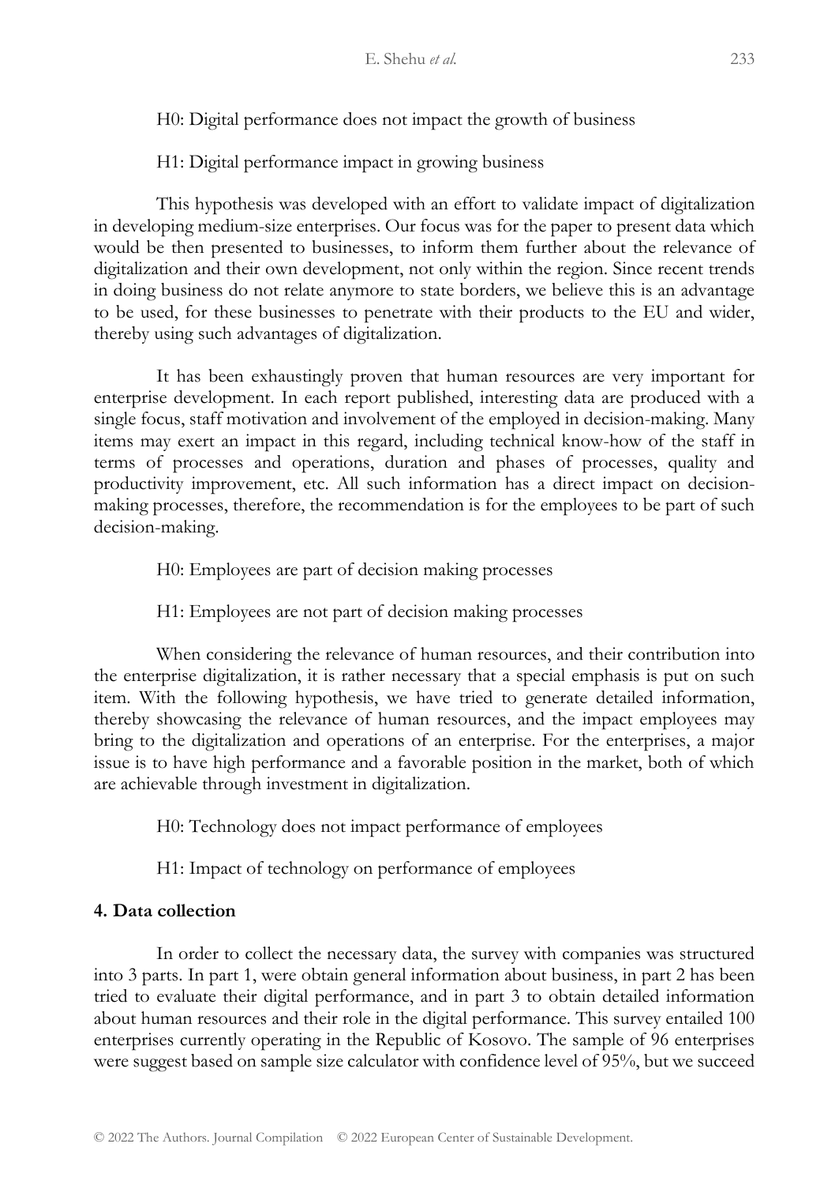H0: Digital performance does not impact the growth of business

H1: Digital performance impact in growing business

This hypothesis was developed with an effort to validate impact of digitalization in developing medium-size enterprises. Our focus was for the paper to present data which would be then presented to businesses, to inform them further about the relevance of digitalization and their own development, not only within the region. Since recent trends in doing business do not relate anymore to state borders, we believe this is an advantage to be used, for these businesses to penetrate with their products to the EU and wider, thereby using such advantages of digitalization.

It has been exhaustingly proven that human resources are very important for enterprise development. In each report published, interesting data are produced with a single focus, staff motivation and involvement of the employed in decision-making. Many items may exert an impact in this regard, including technical know-how of the staff in terms of processes and operations, duration and phases of processes, quality and productivity improvement, etc. All such information has a direct impact on decision-making processes, therefore, the recommendation is for the employees to be part of such decision-making.

H0: Employees are part of decision making processes

H1: Employees are not part of decision making processes

When considering the relevance of human resources, and their contribution into the enterprise digitalization, it is rather necessary that a special emphasis is put on such item. With the following hypothesis, we have tried to generate detailed information, thereby showcasing the relevance of human resources, and the impact employees may bring to the digitalization and operations of an enterprise. For the enterprises, a major issue is to have high performance and a favorable position in the market, both of which are achievable through investment in digitalization.

H0: Technology does not impact performance of employees

H1: Impact of technology on performance of employees

## 4. Data collection

In order to collect the necessary data, the survey with companies was structured into 3 parts. In part 1, were obtain general information about business, in part 2 has been tried to evaluate their digital performance, and in part 3 to obtain detailed information about human resources and their role in the digital performance. This survey entailed 100 enterprises currently operating in the Republic of Kosovo. The sample of 96 enterprises were suggest based on sample size calculator with confidence level of 95%, but we succeed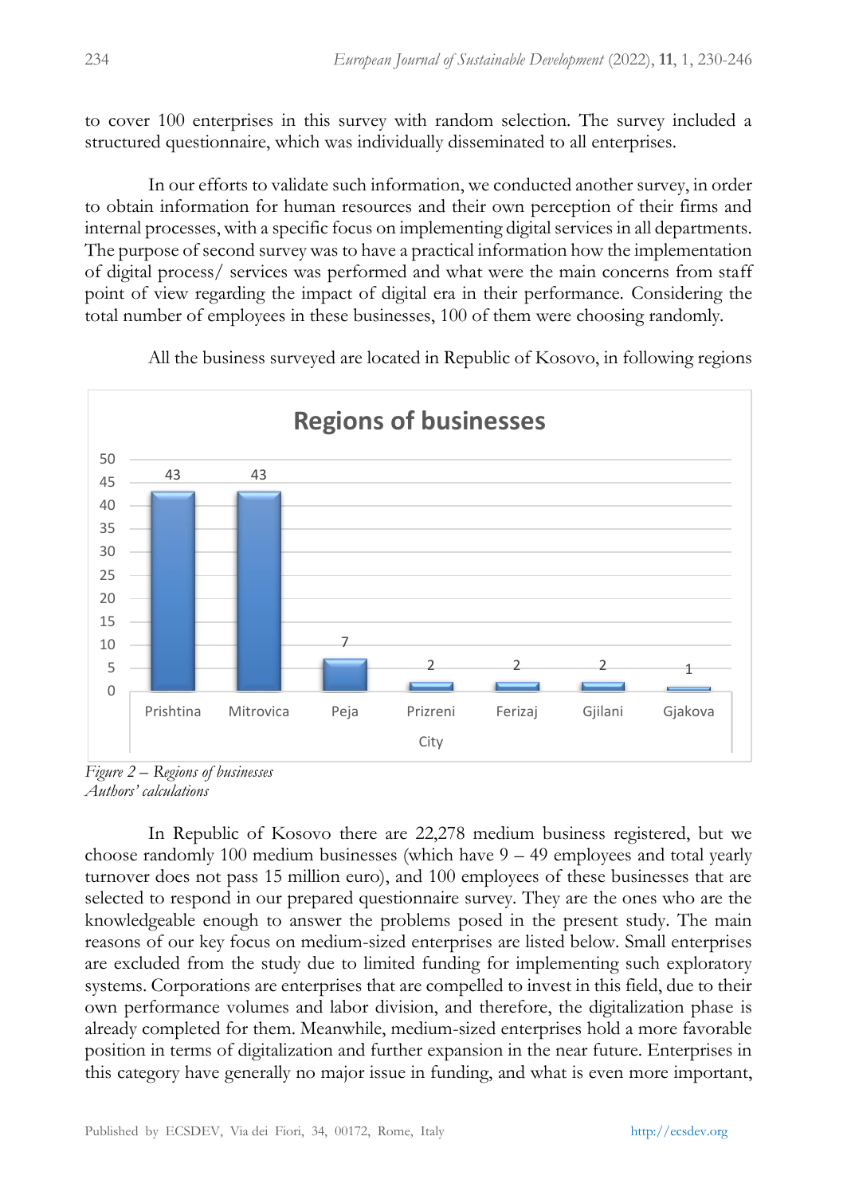to cover 100 enterprises in this survey with random selection. The survey included a structured questionnaire, which was individually disseminated to all enterprises.

In our efforts to validate such information, we conducted another survey, in order to obtain information for human resources and their own perception of their firms and internal processes, with a specific focus on implementing digital services in all departments. The purpose of second survey was to have a practical information how the implementation of digital process/ services was performed and what were the main concerns from staff point of view regarding the impact of digital era in their performance. Considering the total number of employees in these businesses, 100 of them were choosing randomly.

All the business surveyed are located in Republic of Kosovo, in following regions

**Regions of businesses**

| City | Prishtina | Mitrovica | Peja | Prizreni | Ferizaj | Gjilani | Gjakova |
|---|---|---|---|---|---|---|---|
| Number of businesses | 43 | 43 | 7 | 2 | 2 | 2 | 1 |

*Figure 2 – Regions of businesses*
*Authors' calculations*

In Republic of Kosovo there are 22,278 medium business registered, but we choose randomly 100 medium businesses (which have 9 – 49 employees and total yearly turnover does not pass 15 million euro), and 100 employees of these businesses that are selected to respond in our prepared questionnaire survey. They are the ones who are the knowledgeable enough to answer the problems posed in the present study. The main reasons of our key focus on medium-sized enterprises are listed below. Small enterprises are excluded from the study due to limited funding for implementing such exploratory systems. Corporations are enterprises that are compelled to invest in this field, due to their own performance volumes and labor division, and therefore, the digitalization phase is already completed for them. Meanwhile, medium-sized enterprises hold a more favorable position in terms of digitalization and further expansion in the near future. Enterprises in this category have generally no major issue in funding, and what is even more important,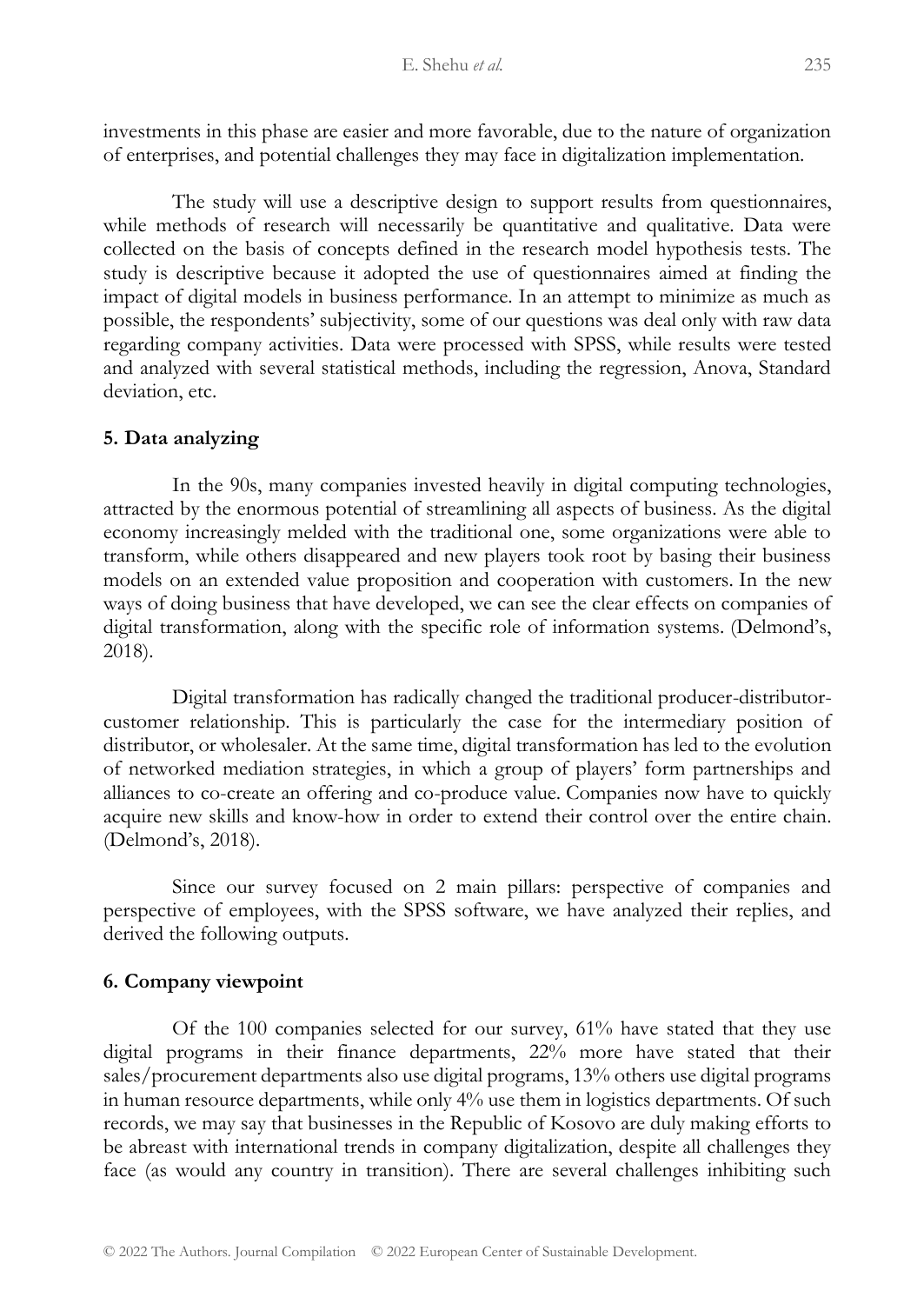investments in this phase are easier and more favorable, due to the nature of organization of enterprises, and potential challenges they may face in digitalization implementation.

The study will use a descriptive design to support results from questionnaires, while methods of research will necessarily be quantitative and qualitative. Data were collected on the basis of concepts defined in the research model hypothesis tests. The study is descriptive because it adopted the use of questionnaires aimed at finding the impact of digital models in business performance. In an attempt to minimize as much as possible, the respondents' subjectivity, some of our questions was deal only with raw data regarding company activities. Data were processed with SPSS, while results were tested and analyzed with several statistical methods, including the regression, Anova, Standard deviation, etc.

## 5. Data analyzing

In the 90s, many companies invested heavily in digital computing technologies, attracted by the enormous potential of streamlining all aspects of business. As the digital economy increasingly melded with the traditional one, some organizations were able to transform, while others disappeared and new players took root by basing their business models on an extended value proposition and cooperation with customers. In the new ways of doing business that have developed, we can see the clear effects on companies of digital transformation, along with the specific role of information systems. (Delmond's, 2018).

Digital transformation has radically changed the traditional producer-distributor-customer relationship. This is particularly the case for the intermediary position of distributor, or wholesaler. At the same time, digital transformation has led to the evolution of networked mediation strategies, in which a group of players' form partnerships and alliances to co-create an offering and co-produce value. Companies now have to quickly acquire new skills and know-how in order to extend their control over the entire chain. (Delmond's, 2018).

Since our survey focused on 2 main pillars: perspective of companies and perspective of employees, with the SPSS software, we have analyzed their replies, and derived the following outputs.

## 6. Company viewpoint

Of the 100 companies selected for our survey, 61% have stated that they use digital programs in their finance departments, 22% more have stated that their sales/procurement departments also use digital programs, 13% others use digital programs in human resource departments, while only 4% use them in logistics departments. Of such records, we may say that businesses in the Republic of Kosovo are duly making efforts to be abreast with international trends in company digitalization, despite all challenges they face (as would any country in transition). There are several challenges inhibiting such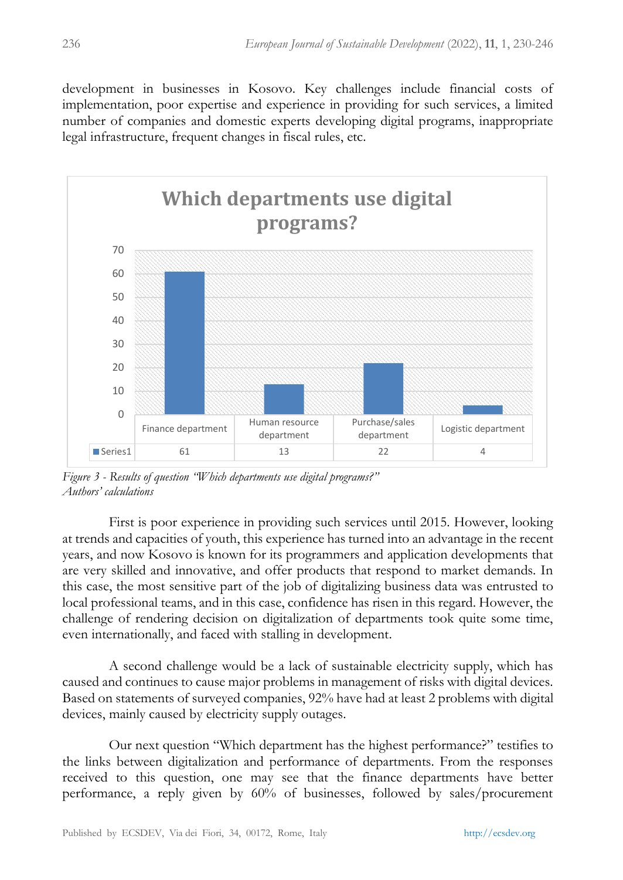development in businesses in Kosovo. Key challenges include financial costs of implementation, poor expertise and experience in providing for such services, a limited number of companies and domestic experts developing digital programs, inappropriate legal infrastructure, frequent changes in fiscal rules, etc.

| | Finance department | Human resource department | Purchase/sales department | Logistic department |
|---|---|---|---|---|
| Series1 | 61 | 13 | 22 | 4 |

*Figure 3 - Results of question "Which departments use digital programs?"*
*Authors' calculations*

First is poor experience in providing such services until 2015. However, looking at trends and capacities of youth, this experience has turned into an advantage in the recent years, and now Kosovo is known for its programmers and application developments that are very skilled and innovative, and offer products that respond to market demands. In this case, the most sensitive part of the job of digitalizing business data was entrusted to local professional teams, and in this case, confidence has risen in this regard. However, the challenge of rendering decision on digitalization of departments took quite some time, even internationally, and faced with stalling in development.

A second challenge would be a lack of sustainable electricity supply, which has caused and continues to cause major problems in management of risks with digital devices. Based on statements of surveyed companies, 92% have had at least 2 problems with digital devices, mainly caused by electricity supply outages.

Our next question "Which department has the highest performance?" testifies to the links between digitalization and performance of departments. From the responses received to this question, one may see that the finance departments have better performance, a reply given by 60% of businesses, followed by sales/procurement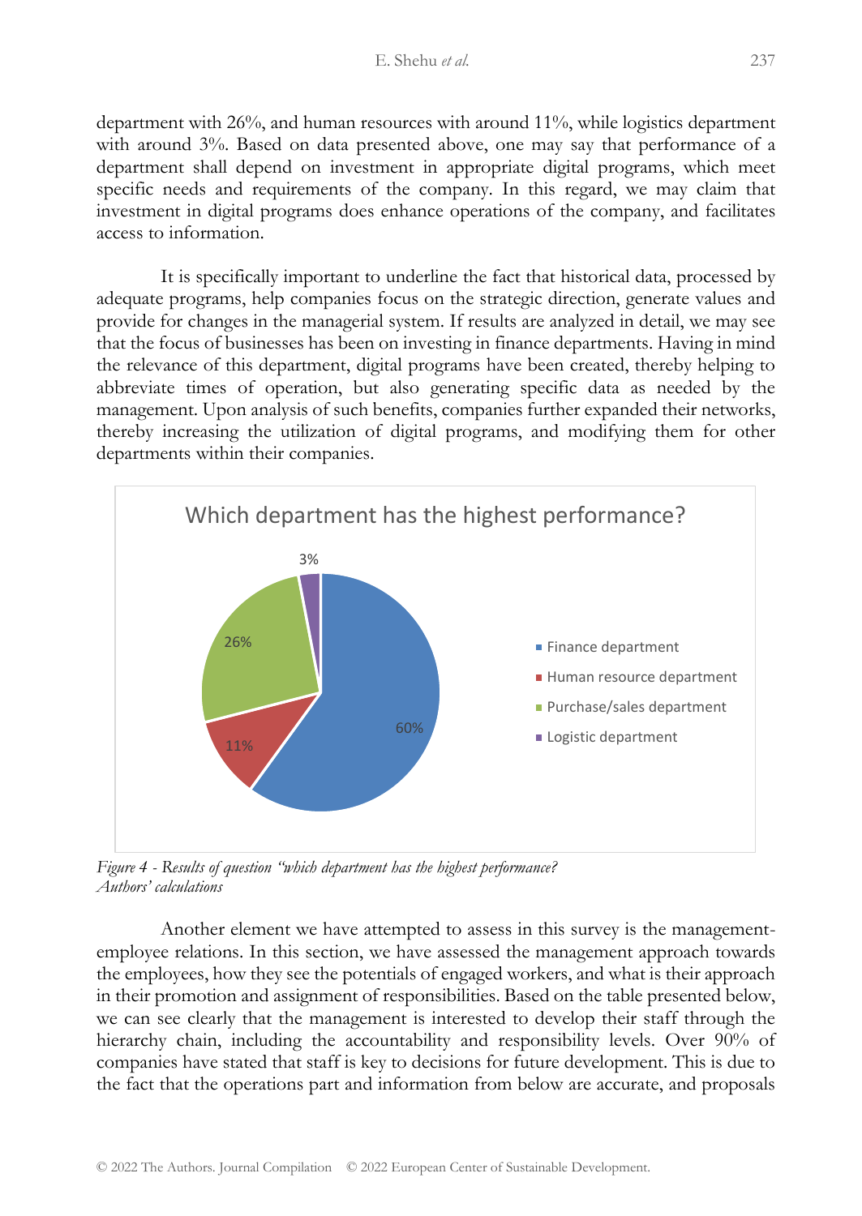department with 26%, and human resources with around 11%, while logistics department with around 3%. Based on data presented above, one may say that performance of a department shall depend on investment in appropriate digital programs, which meet specific needs and requirements of the company. In this regard, we may claim that investment in digital programs does enhance operations of the company, and facilitates access to information.

It is specifically important to underline the fact that historical data, processed by adequate programs, help companies focus on the strategic direction, generate values and provide for changes in the managerial system. If results are analyzed in detail, we may see that the focus of businesses has been on investing in finance departments. Having in mind the relevance of this department, digital programs have been created, thereby helping to abbreviate times of operation, but also generating specific data as needed by the management. Upon analysis of such benefits, companies further expanded their networks, thereby increasing the utilization of digital programs, and modifying them for other departments within their companies.

Which department has the highest performance?

| Department | Share |
|---|---|
| Finance department | 60% |
| Human resource department | 11% |
| Purchase/sales department | 26% |
| Logistic department | 3% |

*Figure 4 - Results of question "which department has the highest performance?*
*Authors' calculations*

Another element we have attempted to assess in this survey is the management-employee relations. In this section, we have assessed the management approach towards the employees, how they see the potentials of engaged workers, and what is their approach in their promotion and assignment of responsibilities. Based on the table presented below, we can see clearly that the management is interested to develop their staff through the hierarchy chain, including the accountability and responsibility levels. Over 90% of companies have stated that staff is key to decisions for future development. This is due to the fact that the operations part and information from below are accurate, and proposals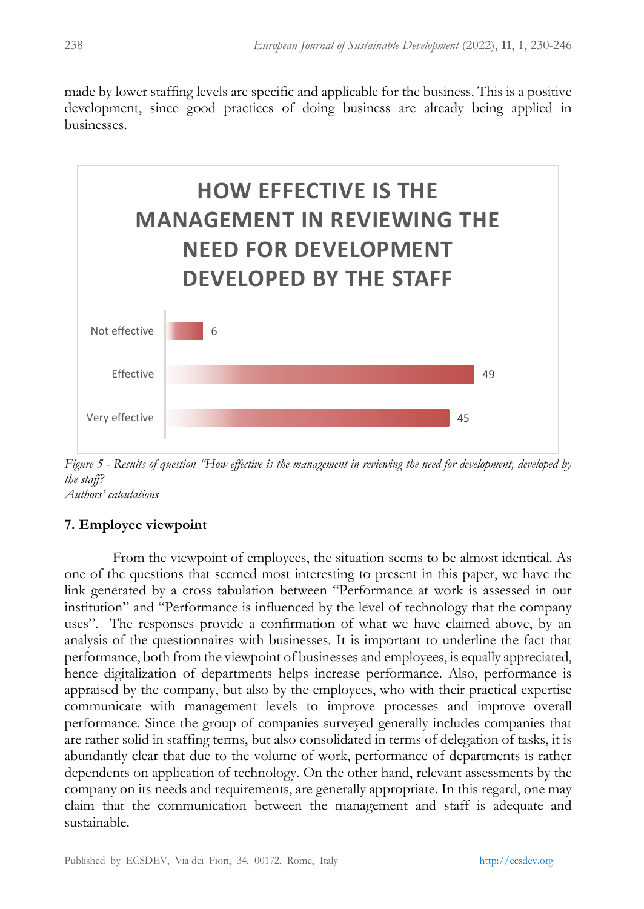made by lower staffing levels are specific and applicable for the business. This is a positive development, since good practices of doing business are already being applied in businesses.

**HOW EFFECTIVE IS THE MANAGEMENT IN REVIEWING THE NEED FOR DEVELOPMENT DEVELOPED BY THE STAFF**

| Response | Value |
|---|---|
| Not effective | 6 |
| Effective | 49 |
| Very effective | 45 |

*Figure 5 - Results of question "How effective is the management in reviewing the need for development, developed by the staff?*
*Authors' calculations*

## 7. Employee viewpoint

From the viewpoint of employees, the situation seems to be almost identical. As one of the questions that seemed most interesting to present in this paper, we have the link generated by a cross tabulation between "Performance at work is assessed in our institution" and "Performance is influenced by the level of technology that the company uses". The responses provide a confirmation of what we have claimed above, by an analysis of the questionnaires with businesses. It is important to underline the fact that performance, both from the viewpoint of businesses and employees, is equally appreciated, hence digitalization of departments helps increase performance. Also, performance is appraised by the company, but also by the employees, who with their practical expertise communicate with management levels to improve processes and improve overall performance. Since the group of companies surveyed generally includes companies that are rather solid in staffing terms, but also consolidated in terms of delegation of tasks, it is abundantly clear that due to the volume of work, performance of departments is rather dependents on application of technology. On the other hand, relevant assessments by the company on its needs and requirements, are generally appropriate. In this regard, one may claim that the communication between the management and staff is adequate and sustainable.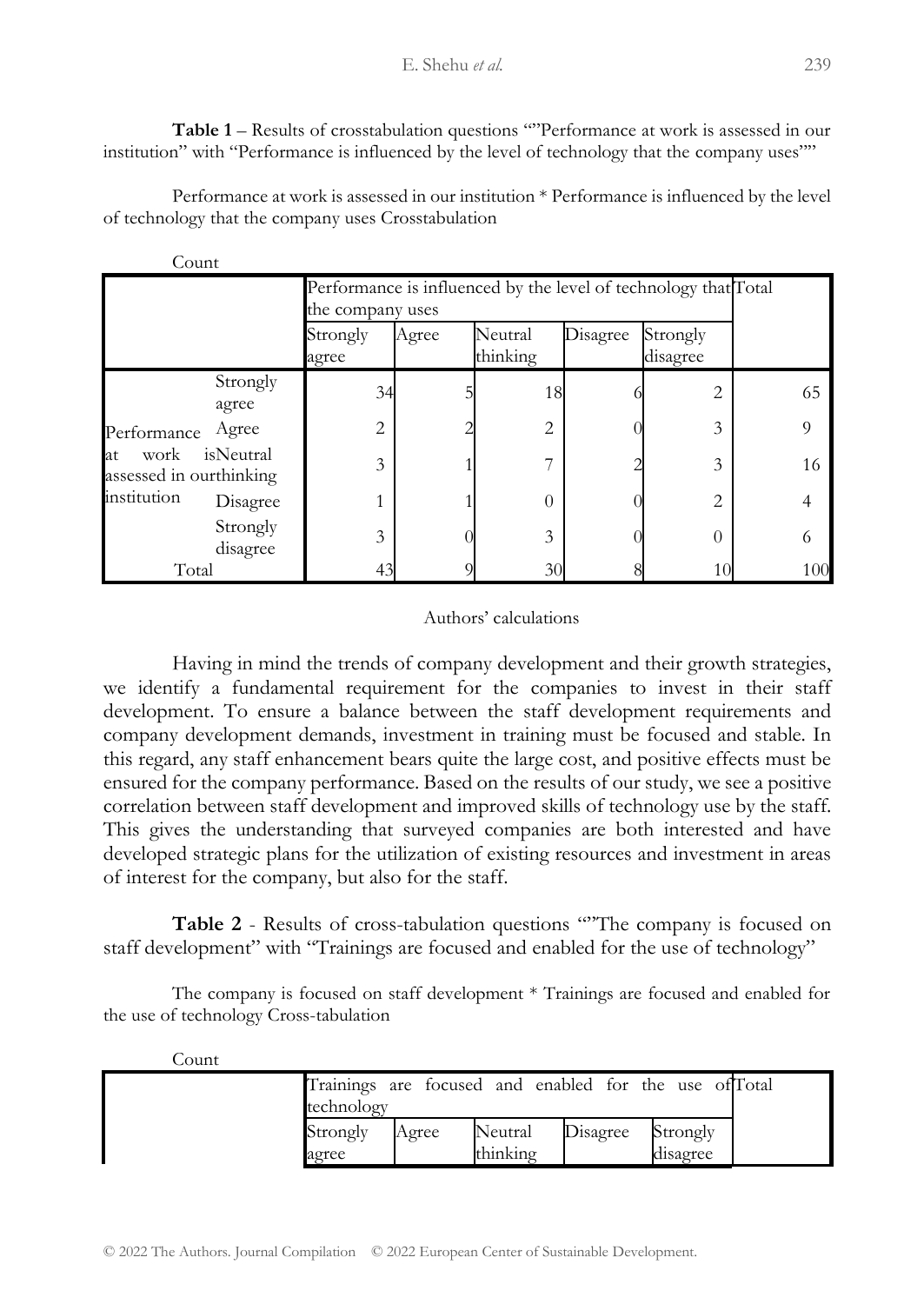**Table 1** – Results of crosstabulation questions “”Performance at work is assessed in our institution” with “Performance is influenced by the level of technology that the company uses””

Performance at work is assessed in our institution * Performance is influenced by the level of technology that the company uses Crosstabulation

Count

| | | Performance is influenced by the level of technology that the company uses | | | | | Total |
|---|---|---|---|---|---|---|---|
| | | Strongly agree | Agree | Neutral thinking | Disagree | Strongly disagree | |
| Performance at work is assessed in our institution | Strongly agree | 34 | 5 | 18 | 6 | 2 | 65 |
| | Agree | 2 | 2 | 2 | 0 | 3 | 9 |
| | Neutral thinking | 3 | 1 | 7 | 2 | 3 | 16 |
| | Disagree | 1 | 1 | 0 | 0 | 2 | 4 |
| | Strongly disagree | 3 | 0 | 3 | 0 | 0 | 6 |
| Total | | 43 | 9 | 30 | 8 | 10 | 100 |

Authors' calculations

Having in mind the trends of company development and their growth strategies, we identify a fundamental requirement for the companies to invest in their staff development. To ensure a balance between the staff development requirements and company development demands, investment in training must be focused and stable. In this regard, any staff enhancement bears quite the large cost, and positive effects must be ensured for the company performance. Based on the results of our study, we see a positive correlation between staff development and improved skills of technology use by the staff. This gives the understanding that surveyed companies are both interested and have developed strategic plans for the utilization of existing resources and investment in areas of interest for the company, but also for the staff.

**Table 2** - Results of cross-tabulation questions “”The company is focused on staff development” with “Trainings are focused and enabled for the use of technology”

The company is focused on staff development * Trainings are focused and enabled for the use of technology Cross-tabulation

Count

| | Trainings are focused and enabled for the use of technology | | | | | Total |
|---|---|---|---|---|---|---|
| | Strongly agree | Agree | Neutral thinking | Disagree | Strongly disagree | |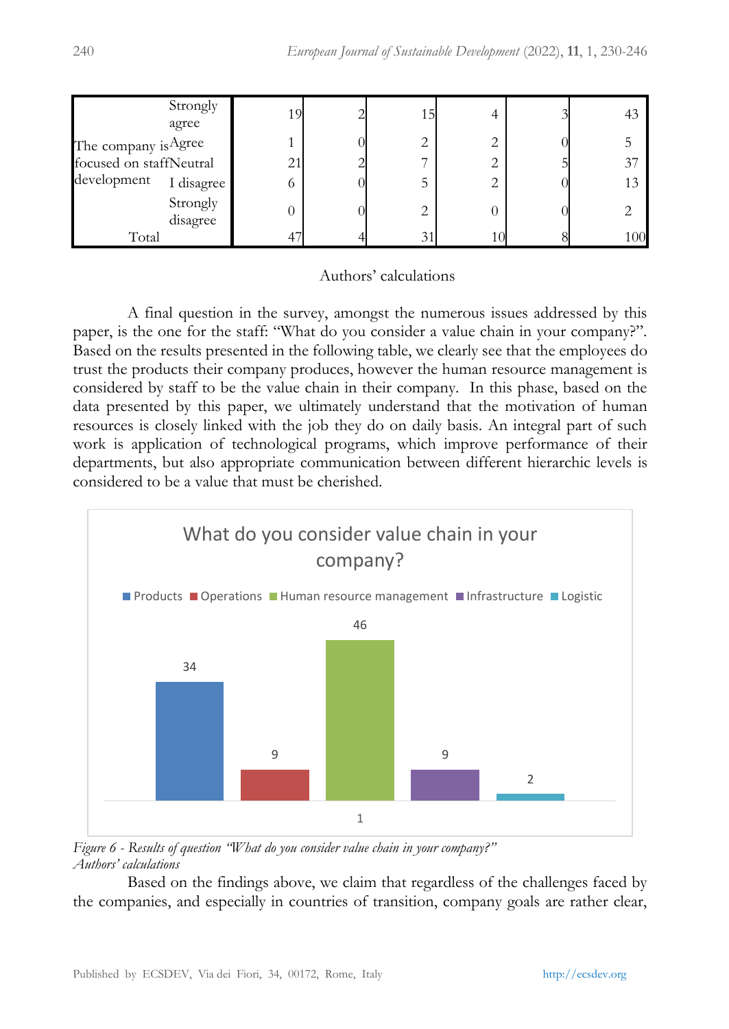| | | | | | | | |
|---|---|---|---|---|---|---|---|
| The company is focused on staff development | Strongly agree | 19 | 2 | 15 | 4 | 3 | 43 |
| | Agree | 1 | 0 | 2 | 2 | 0 | 5 |
| | Neutral | 21 | 2 | 7 | 2 | 5 | 37 |
| | I disagree | 6 | 0 | 5 | 2 | 0 | 13 |
| | Strongly disagree | 0 | 0 | 2 | 0 | 0 | 2 |
| Total | | 47 | 4 | 31 | 10 | 8 | 100 |

Authors' calculations

A final question in the survey, amongst the numerous issues addressed by this paper, is the one for the staff: "What do you consider a value chain in your company?". Based on the results presented in the following table, we clearly see that the employees do trust the products their company produces, however the human resource management is considered by staff to be the value chain in their company. In this phase, based on the data presented by this paper, we ultimately understand that the motivation of human resources is closely linked with the job they do on daily basis. An integral part of such work is application of technological programs, which improve performance of their departments, but also appropriate communication between different hierarchic levels is considered to be a value that must be cherished.

**What do you consider value chain in your company?**

| Products | Operations | Human resource management | Infrastructure | Logistic |
|---|---|---|---|---|
| 34 | 9 | 46 | 9 | 2 |

*Figure 6 - Results of question "What do you consider value chain in your company?"*
*Authors' calculations*

Based on the findings above, we claim that regardless of the challenges faced by the companies, and especially in countries of transition, company goals are rather clear,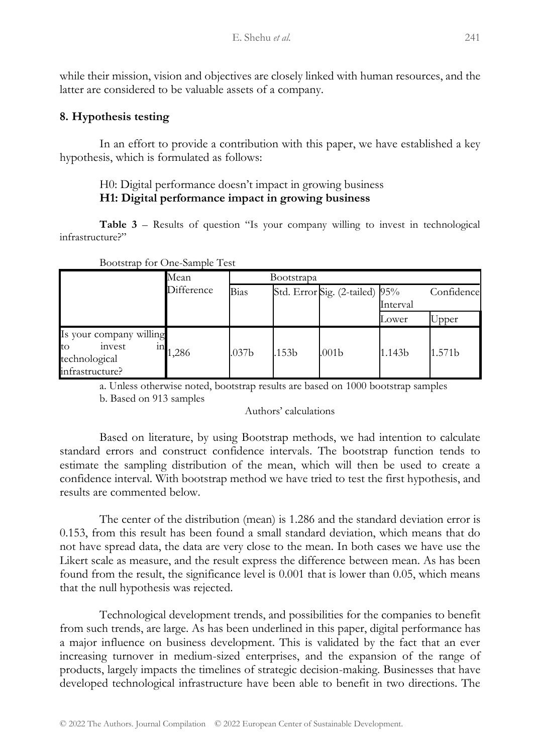while their mission, vision and objectives are closely linked with human resources, and the latter are considered to be valuable assets of a company.

## 8. Hypothesis testing

In an effort to provide a contribution with this paper, we have established a key hypothesis, which is formulated as follows:

H0: Digital performance doesn't impact in growing business
**H1: Digital performance impact in growing business**

**Table 3** – Results of question "Is your company willing to invest in technological infrastructure?"

Bootstrap for One-Sample Test

| | Mean Difference | Bootstrapa | | | | |
|---|---|---|---|---|---|---|
| | | Bias | Std. Error | Sig. (2-tailed) | 95% Confidence Interval | |
| | | | | | Lower | Upper |
| Is your company willing to invest in technological infrastructure? | 1,286 | .037b | .153b | .001b | 1.143b | 1.571b |

a. Unless otherwise noted, bootstrap results are based on 1000 bootstrap samples
b. Based on 913 samples

Authors' calculations

Based on literature, by using Bootstrap methods, we had intention to calculate standard errors and construct confidence intervals. The bootstrap function tends to estimate the sampling distribution of the mean, which will then be used to create a confidence interval. With bootstrap method we have tried to test the first hypothesis, and results are commented below.

The center of the distribution (mean) is 1.286 and the standard deviation error is 0.153, from this result has been found a small standard deviation, which means that do not have spread data, the data are very close to the mean. In both cases we have use the Likert scale as measure, and the result express the difference between mean. As has been found from the result, the significance level is 0.001 that is lower than 0.05, which means that the null hypothesis was rejected.

Technological development trends, and possibilities for the companies to benefit from such trends, are large. As has been underlined in this paper, digital performance has a major influence on business development. This is validated by the fact that an ever increasing turnover in medium-sized enterprises, and the expansion of the range of products, largely impacts the timelines of strategic decision-making. Businesses that have developed technological infrastructure have been able to benefit in two directions. The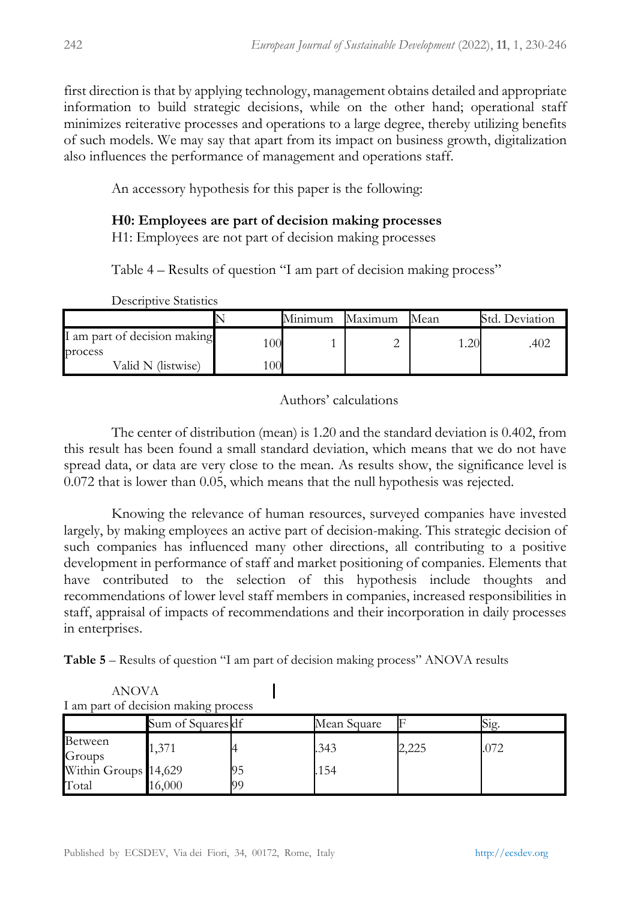first direction is that by applying technology, management obtains detailed and appropriate information to build strategic decisions, while on the other hand; operational staff minimizes reiterative processes and operations to a large degree, thereby utilizing benefits of such models. We may say that apart from its impact on business growth, digitalization also influences the performance of management and operations staff.

An accessory hypothesis for this paper is the following:

**H0: Employees are part of decision making processes**
H1: Employees are not part of decision making processes

Table 4 – Results of question "I am part of decision making process"

Descriptive Statistics

| | N | Minimum | Maximum | Mean | Std. Deviation |
|---|---|---|---|---|---|
| I am part of decision making process | 100 | 1 | 2 | 1.20 | .402 |
| Valid N (listwise) | 100 | | | | |

Authors' calculations

The center of distribution (mean) is 1.20 and the standard deviation is 0.402, from this result has been found a small standard deviation, which means that we do not have spread data, or data are very close to the mean. As results show, the significance level is 0.072 that is lower than 0.05, which means that the null hypothesis was rejected.

Knowing the relevance of human resources, surveyed companies have invested largely, by making employees an active part of decision-making. This strategic decision of such companies has influenced many other directions, all contributing to a positive development in performance of staff and market positioning of companies. Elements that have contributed to the selection of this hypothesis include thoughts and recommendations of lower level staff members in companies, increased responsibilities in staff, appraisal of impacts of recommendations and their incorporation in daily processes in enterprises.

**Table 5** – Results of question "I am part of decision making process" ANOVA results

ANOVA
I am part of decision making process

| | Sum of Squares | df | Mean Square | F | Sig. |
|---|---|---|---|---|---|
| Between Groups | 1,371 | 4 | .343 | 2,225 | .072 |
| Within Groups | 14,629 | 95 | .154 | | |
| Total | 16,000 | 99 | | | |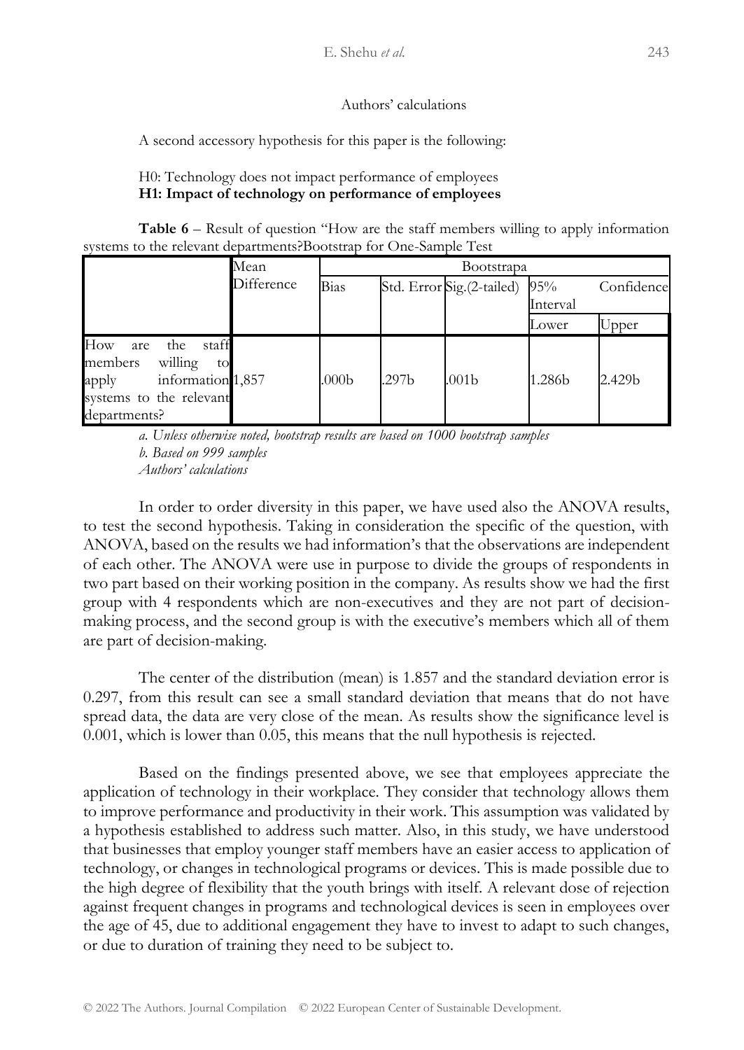Authors' calculations

A second accessory hypothesis for this paper is the following:

H0: Technology does not impact performance of employees
**H1: Impact of technology on performance of employees**

**Table 6** – Result of question "How are the staff members willing to apply information systems to the relevant departments?Bootstrap for One-Sample Test

| | Mean Difference | Bootstrapa | | | | |
|---|---|---|---|---|---|---|
| | | Bias | Std. Error | Sig.(2-tailed) | 95% Confidence Interval | |
| | | | | | Lower | Upper |
| How are the staff members willing to apply information systems to the relevant departments? | 1,857 | .000b | .297b | .001b | 1.286b | 2.429b |

*a. Unless otherwise noted, bootstrap results are based on 1000 bootstrap samples*
*b. Based on 999 samples*
*Authors' calculations*

In order to order diversity in this paper, we have used also the ANOVA results, to test the second hypothesis. Taking in consideration the specific of the question, with ANOVA, based on the results we had information's that the observations are independent of each other. The ANOVA were use in purpose to divide the groups of respondents in two part based on their working position in the company. As results show we had the first group with 4 respondents which are non-executives and they are not part of decision-making process, and the second group is with the executive's members which all of them are part of decision-making.

The center of the distribution (mean) is 1.857 and the standard deviation error is 0.297, from this result can see a small standard deviation that means that do not have spread data, the data are very close of the mean. As results show the significance level is 0.001, which is lower than 0.05, this means that the null hypothesis is rejected.

Based on the findings presented above, we see that employees appreciate the application of technology in their workplace. They consider that technology allows them to improve performance and productivity in their work. This assumption was validated by a hypothesis established to address such matter. Also, in this study, we have understood that businesses that employ younger staff members have an easier access to application of technology, or changes in technological programs or devices. This is made possible due to the high degree of flexibility that the youth brings with itself. A relevant dose of rejection against frequent changes in programs and technological devices is seen in employees over the age of 45, due to additional engagement they have to invest to adapt to such changes, or due to duration of training they need to be subject to.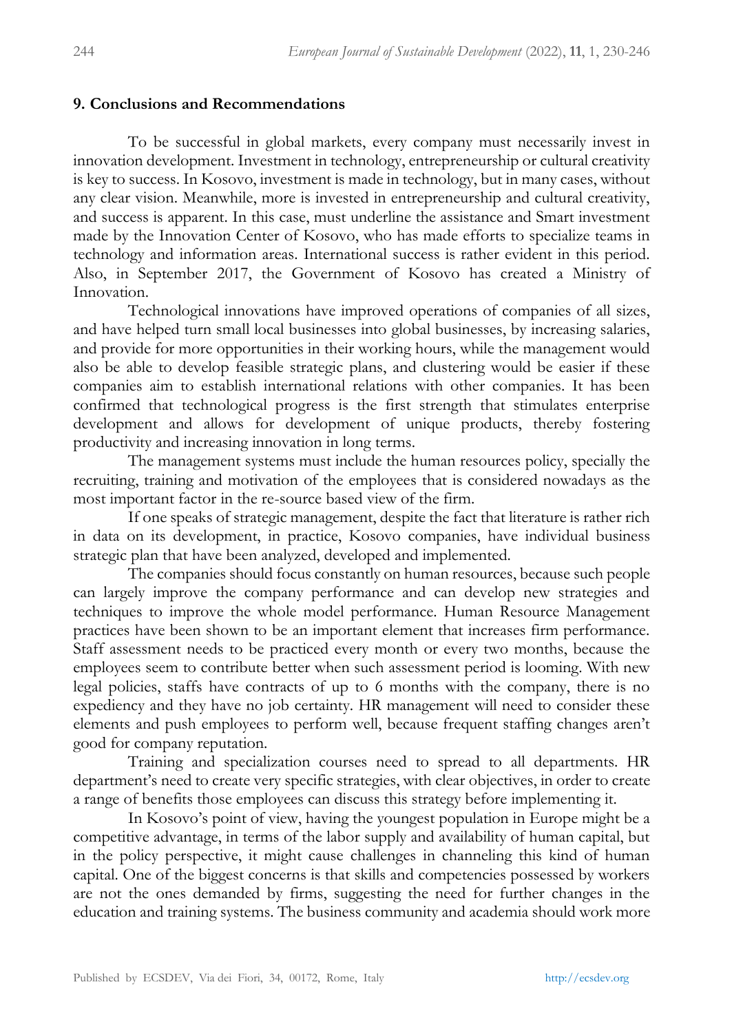## 9. Conclusions and Recommendations

To be successful in global markets, every company must necessarily invest in innovation development. Investment in technology, entrepreneurship or cultural creativity is key to success. In Kosovo, investment is made in technology, but in many cases, without any clear vision. Meanwhile, more is invested in entrepreneurship and cultural creativity, and success is apparent. In this case, must underline the assistance and Smart investment made by the Innovation Center of Kosovo, who has made efforts to specialize teams in technology and information areas. International success is rather evident in this period. Also, in September 2017, the Government of Kosovo has created a Ministry of Innovation.

Technological innovations have improved operations of companies of all sizes, and have helped turn small local businesses into global businesses, by increasing salaries, and provide for more opportunities in their working hours, while the management would also be able to develop feasible strategic plans, and clustering would be easier if these companies aim to establish international relations with other companies. It has been confirmed that technological progress is the first strength that stimulates enterprise development and allows for development of unique products, thereby fostering productivity and increasing innovation in long terms.

The management systems must include the human resources policy, specially the recruiting, training and motivation of the employees that is considered nowadays as the most important factor in the re-source based view of the firm.

If one speaks of strategic management, despite the fact that literature is rather rich in data on its development, in practice, Kosovo companies, have individual business strategic plan that have been analyzed, developed and implemented.

The companies should focus constantly on human resources, because such people can largely improve the company performance and can develop new strategies and techniques to improve the whole model performance. Human Resource Management practices have been shown to be an important element that increases firm performance. Staff assessment needs to be practiced every month or every two months, because the employees seem to contribute better when such assessment period is looming. With new legal policies, staffs have contracts of up to 6 months with the company, there is no expediency and they have no job certainty. HR management will need to consider these elements and push employees to perform well, because frequent staffing changes aren't good for company reputation.

Training and specialization courses need to spread to all departments. HR department's need to create very specific strategies, with clear objectives, in order to create a range of benefits those employees can discuss this strategy before implementing it.

In Kosovo's point of view, having the youngest population in Europe might be a competitive advantage, in terms of the labor supply and availability of human capital, but in the policy perspective, it might cause challenges in channeling this kind of human capital. One of the biggest concerns is that skills and competencies possessed by workers are not the ones demanded by firms, suggesting the need for further changes in the education and training systems. The business community and academia should work more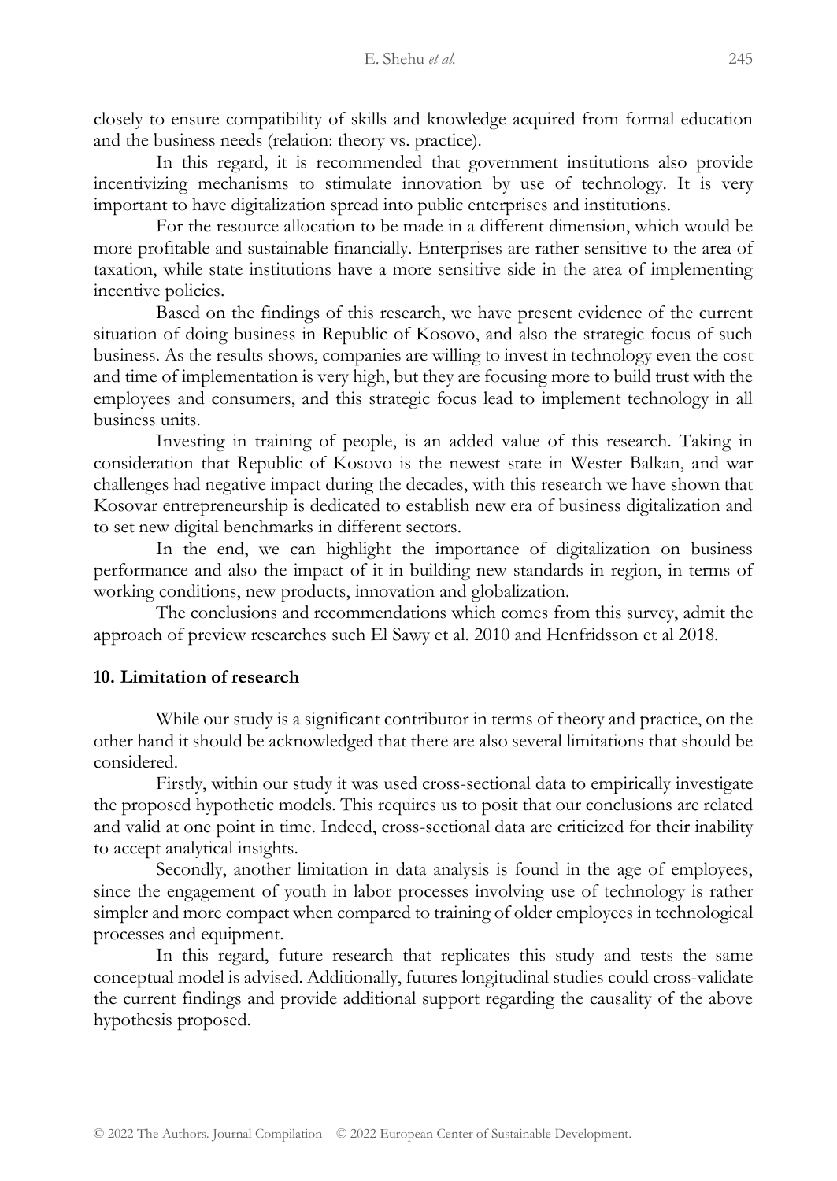closely to ensure compatibility of skills and knowledge acquired from formal education and the business needs (relation: theory vs. practice).

In this regard, it is recommended that government institutions also provide incentivizing mechanisms to stimulate innovation by use of technology. It is very important to have digitalization spread into public enterprises and institutions.

For the resource allocation to be made in a different dimension, which would be more profitable and sustainable financially. Enterprises are rather sensitive to the area of taxation, while state institutions have a more sensitive side in the area of implementing incentive policies.

Based on the findings of this research, we have present evidence of the current situation of doing business in Republic of Kosovo, and also the strategic focus of such business. As the results shows, companies are willing to invest in technology even the cost and time of implementation is very high, but they are focusing more to build trust with the employees and consumers, and this strategic focus lead to implement technology in all business units.

Investing in training of people, is an added value of this research. Taking in consideration that Republic of Kosovo is the newest state in Wester Balkan, and war challenges had negative impact during the decades, with this research we have shown that Kosovar entrepreneurship is dedicated to establish new era of business digitalization and to set new digital benchmarks in different sectors.

In the end, we can highlight the importance of digitalization on business performance and also the impact of it in building new standards in region, in terms of working conditions, new products, innovation and globalization.

The conclusions and recommendations which comes from this survey, admit the approach of preview researches such El Sawy et al. 2010 and Henfridsson et al 2018.

## 10. Limitation of research

While our study is a significant contributor in terms of theory and practice, on the other hand it should be acknowledged that there are also several limitations that should be considered.

Firstly, within our study it was used cross-sectional data to empirically investigate the proposed hypothetic models. This requires us to posit that our conclusions are related and valid at one point in time. Indeed, cross-sectional data are criticized for their inability to accept analytical insights.

Secondly, another limitation in data analysis is found in the age of employees, since the engagement of youth in labor processes involving use of technology is rather simpler and more compact when compared to training of older employees in technological processes and equipment.

In this regard, future research that replicates this study and tests the same conceptual model is advised. Additionally, futures longitudinal studies could cross-validate the current findings and provide additional support regarding the causality of the above hypothesis proposed.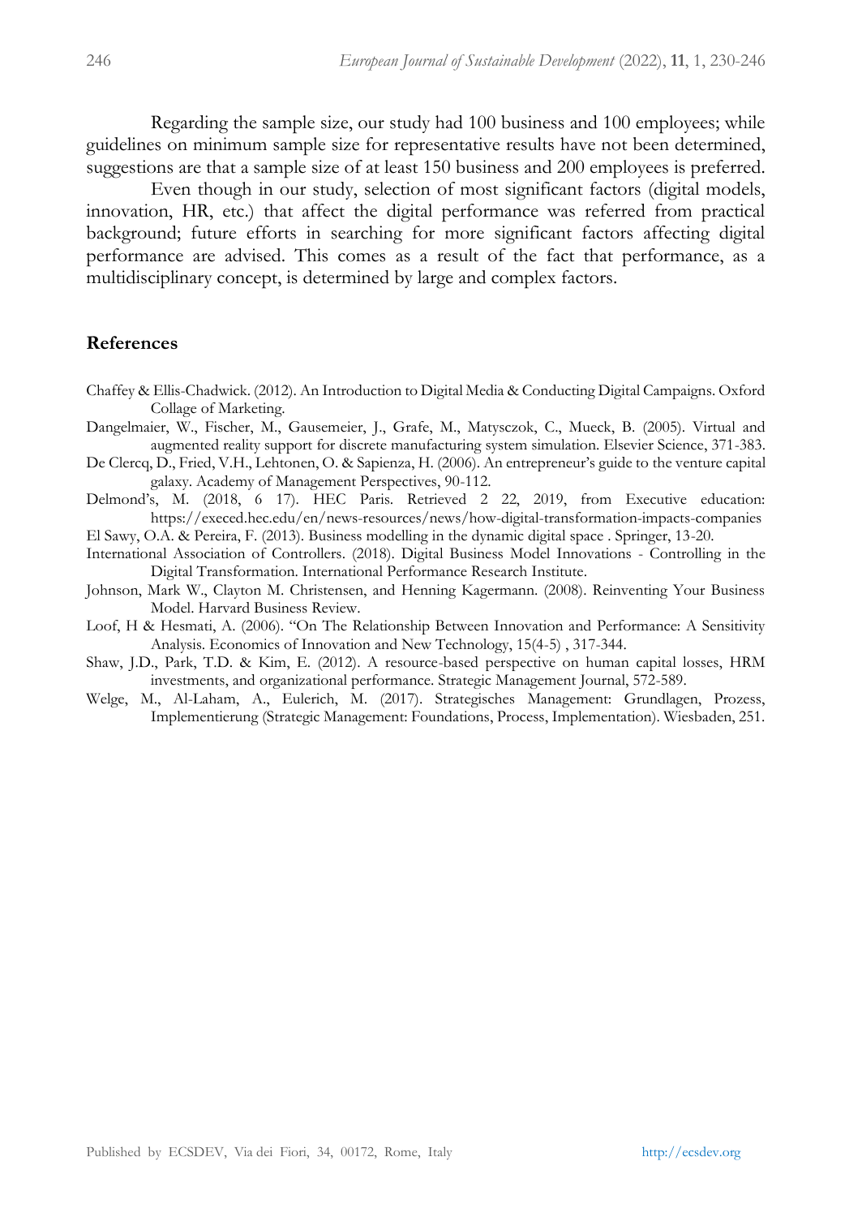Regarding the sample size, our study had 100 business and 100 employees; while guidelines on minimum sample size for representative results have not been determined, suggestions are that a sample size of at least 150 business and 200 employees is preferred.

Even though in our study, selection of most significant factors (digital models, innovation, HR, etc.) that affect the digital performance was referred from practical background; future efforts in searching for more significant factors affecting digital performance are advised. This comes as a result of the fact that performance, as a multidisciplinary concept, is determined by large and complex factors.

## References

Chaffey & Ellis-Chadwick. (2012). An Introduction to Digital Media & Conducting Digital Campaigns. Oxford Collage of Marketing.

Dangelmaier, W., Fischer, M., Gausemeier, J., Grafe, M., Matysczok, C., Mueck, B. (2005). Virtual and augmented reality support for discrete manufacturing system simulation. Elsevier Science, 371-383.

De Clercq, D., Fried, V.H., Lehtonen, O. & Sapienza, H. (2006). An entrepreneur's guide to the venture capital galaxy. Academy of Management Perspectives, 90-112.

Delmond's, M. (2018, 6 17). HEC Paris. Retrieved 2 22, 2019, from Executive education: https://execed.hec.edu/en/news-resources/news/how-digital-transformation-impacts-companies

El Sawy, O.A. & Pereira, F. (2013). Business modelling in the dynamic digital space . Springer, 13-20.

International Association of Controllers. (2018). Digital Business Model Innovations - Controlling in the Digital Transformation. International Performance Research Institute.

Johnson, Mark W., Clayton M. Christensen, and Henning Kagermann. (2008). Reinventing Your Business Model. Harvard Business Review.

Loof, H & Hesmati, A. (2006). "On The Relationship Between Innovation and Performance: A Sensitivity Analysis. Economics of Innovation and New Technology, 15(4-5) , 317-344.

Shaw, J.D., Park, T.D. & Kim, E. (2012). A resource-based perspective on human capital losses, HRM investments, and organizational performance. Strategic Management Journal, 572-589.

Welge, M., Al-Laham, A., Eulerich, M. (2017). Strategisches Management: Grundlagen, Prozess, Implementierung (Strategic Management: Foundations, Process, Implementation). Wiesbaden, 251.